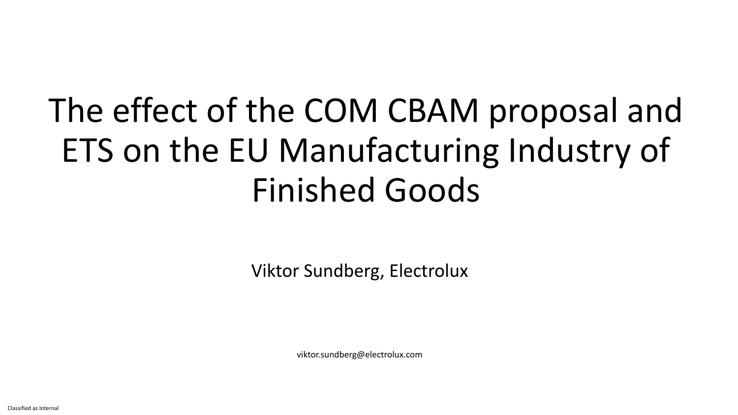# The effect of the COM CBAM proposal and ETS on the EU Manufacturing Industry of Finished Goods

Viktor Sundberg, Electrolux

viktor.sundberg@electrolux.com

Classified as Internal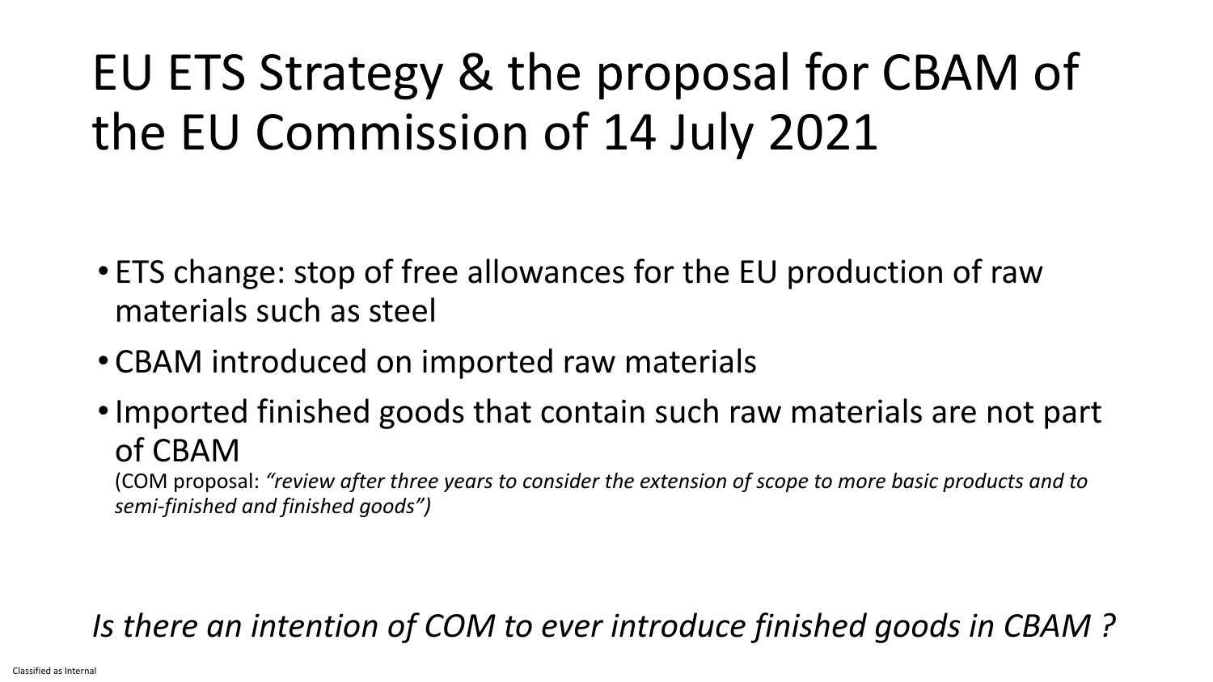# EU ETS Strategy & the proposal for CBAM of the EU Commission of 14 July 2021

- ETS change: stop of free allowances for the EU production of raw materials such as steel
- CBAM introduced on imported raw materials
- Imported finished goods that contain such raw materials are not part of CBAM
  (COM proposal: *"review after three years to consider the extension of scope to more basic products and to semi-finished and finished goods")*

*Is there an intention of COM to ever introduce finished goods in CBAM ?*

Classified as Internal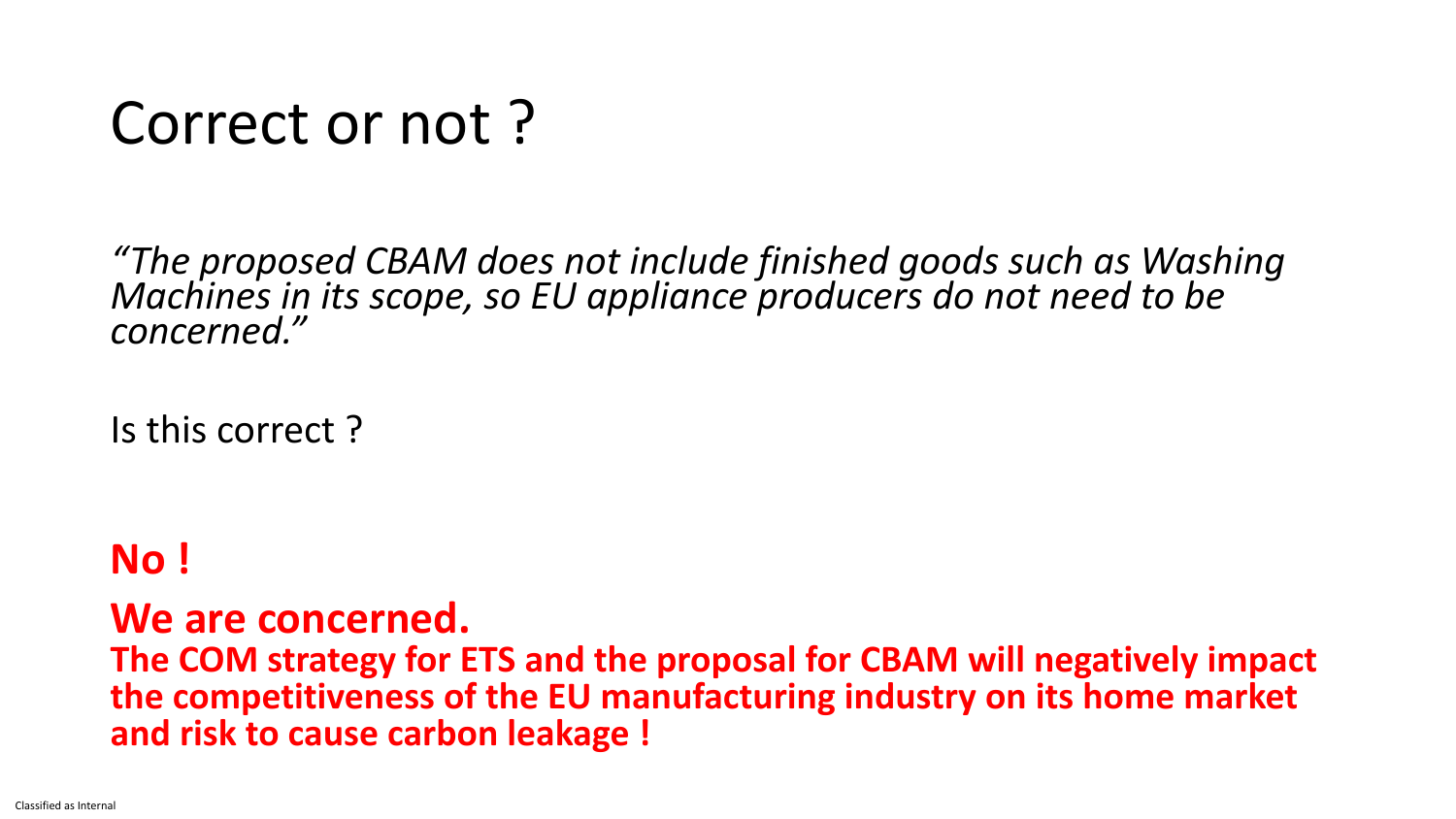# Correct or not ?

*"The proposed CBAM does not include finished goods such as Washing Machines in its scope, so EU appliance producers do not need to be concerned."*

Is this correct ?

## **No !**

## **We are concerned.**

**The COM strategy for ETS and the proposal for CBAM will negatively impact the competitiveness of the EU manufacturing industry on its home market and risk to cause carbon leakage !**

Classified as Internal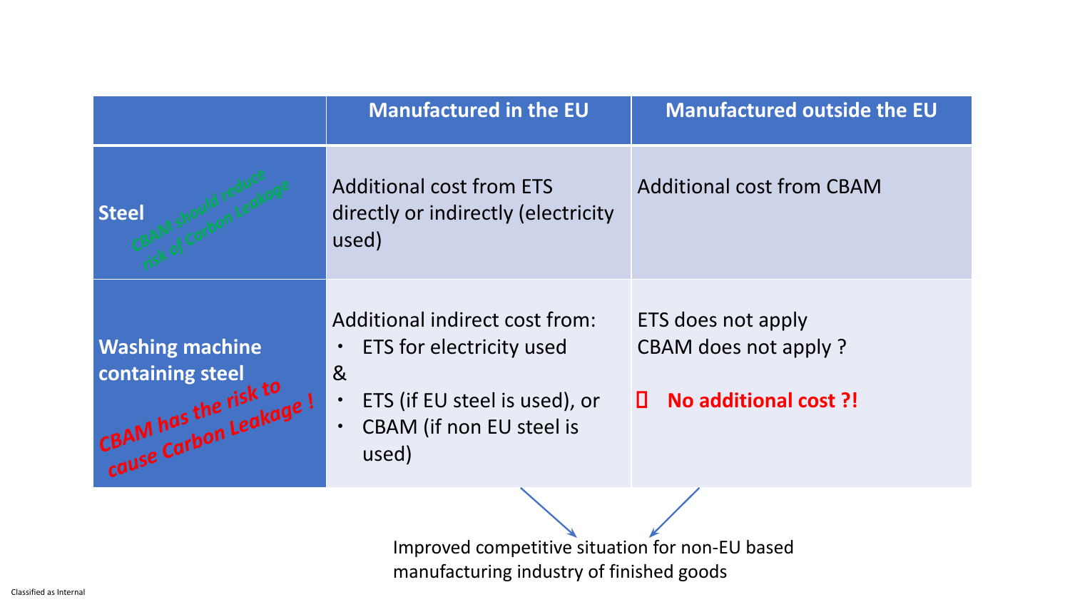| | Manufactured in the EU | Manufactured outside the EU |
|---|---|---|
| **Steel** *CBAM should reduce risk of Carbon Leakage* | Additional cost from ETS directly or indirectly (electricity used) | Additional cost from CBAM |
| **Washing machine containing steel** *CBAM has the risk to cause Carbon Leakage !* | Additional indirect cost from:<br>• ETS for electricity used<br>&<br>• ETS (if EU steel is used), or<br>• CBAM (if non EU steel is used) | ETS does not apply<br>CBAM does not apply ?<br>**No additional cost ?!** |

Improved competitive situation for non-EU based manufacturing industry of finished goods

Classified as Internal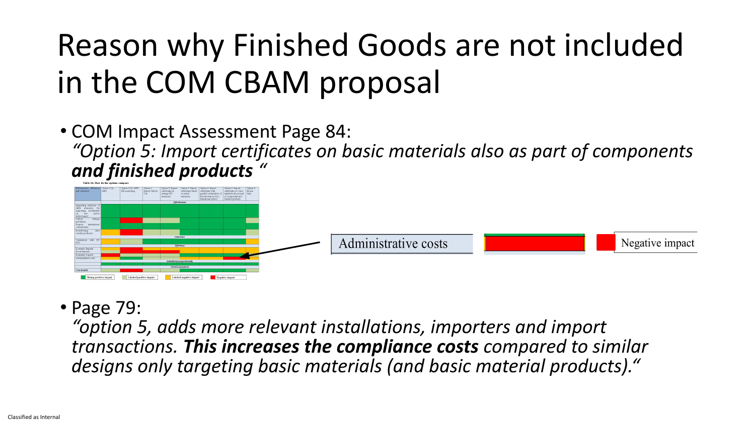# Reason why Finished Goods are not included in the COM CBAM proposal

- COM Impact Assessment Page 84:
  *"Option 5: Import certificates on basic materials also as part of components **and finished products** "*

Table 16: How do the options compare

| Administrative costs | | Negative impact |
|---|---|---|

- Page 79:
  *"option 5, adds more relevant installations, importers and import transactions. **This increases the compliance costs** compared to similar designs only targeting basic materials (and basic material products)."*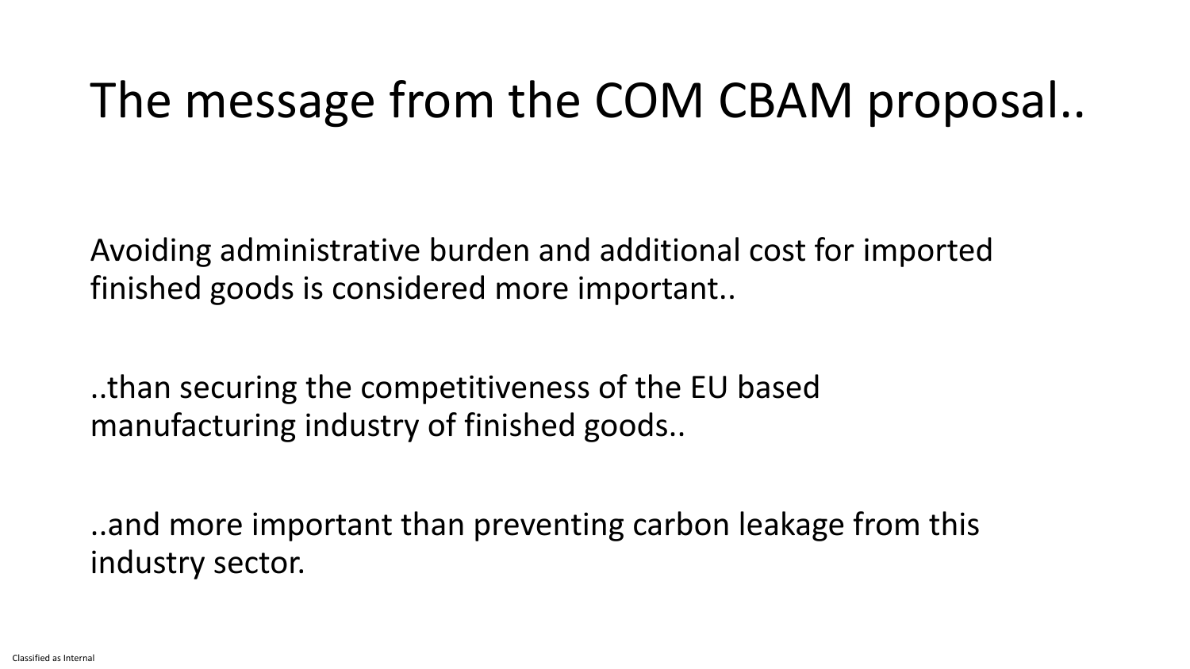# The message from the COM CBAM proposal..

Avoiding administrative burden and additional cost for imported finished goods is considered more important..

..than securing the competitiveness of the EU based manufacturing industry of finished goods..

..and more important than preventing carbon leakage from this industry sector.

Classified as Internal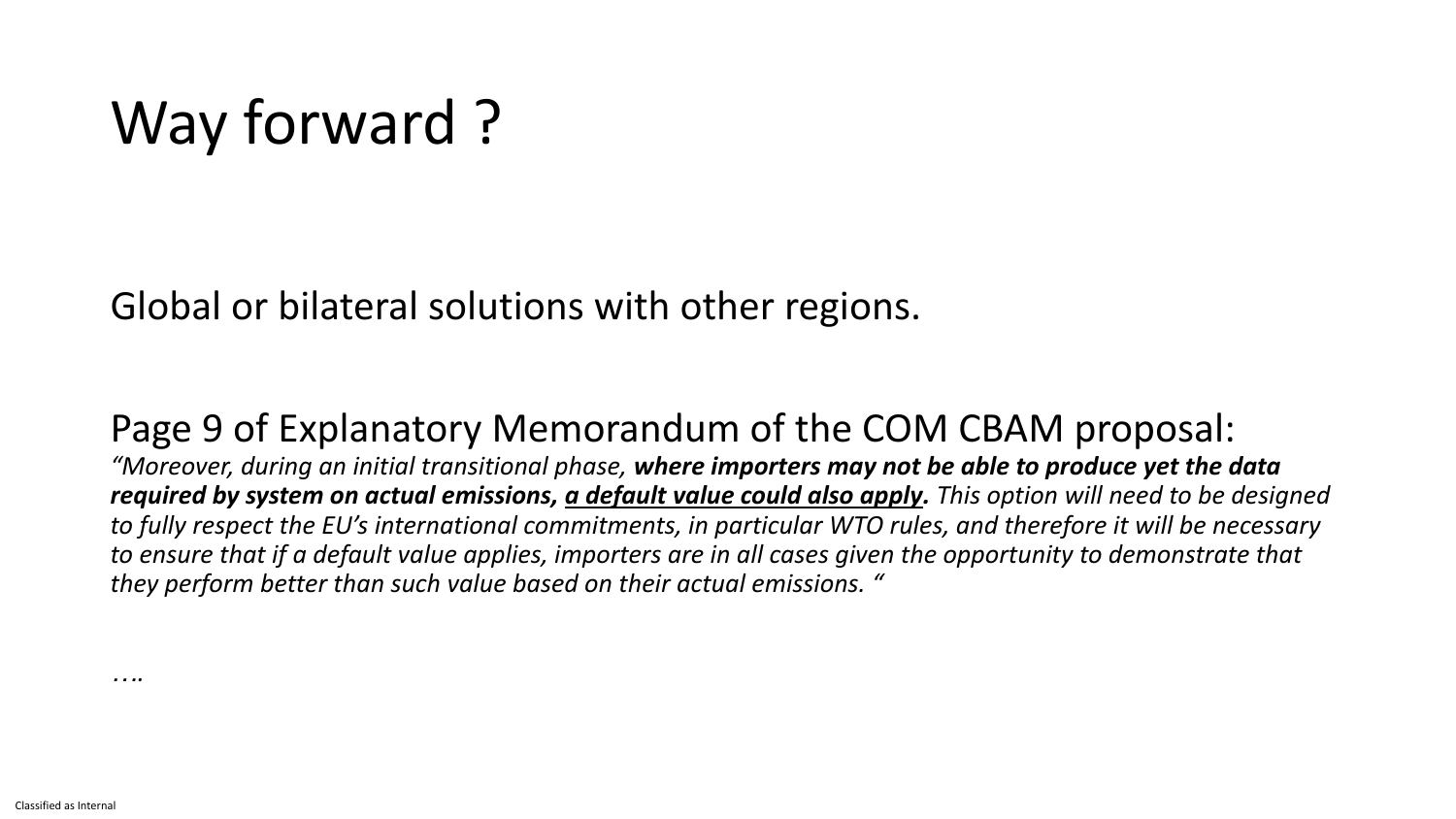# Way forward ?

Global or bilateral solutions with other regions.

Page 9 of Explanatory Memorandum of the COM CBAM proposal:

*"Moreover, during an initial transitional phase,* ***where importers may not be able to produce yet the data required by system on actual emissions, <u>a default value could also apply</u>.*** *This option will need to be designed to fully respect the EU's international commitments, in particular WTO rules, and therefore it will be necessary to ensure that if a default value applies, importers are in all cases given the opportunity to demonstrate that they perform better than such value based on their actual emissions. "*

*….*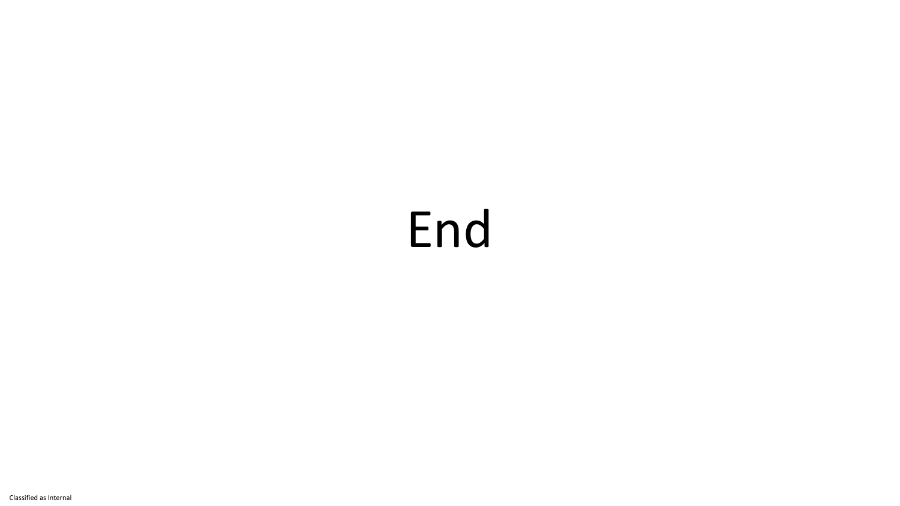# End